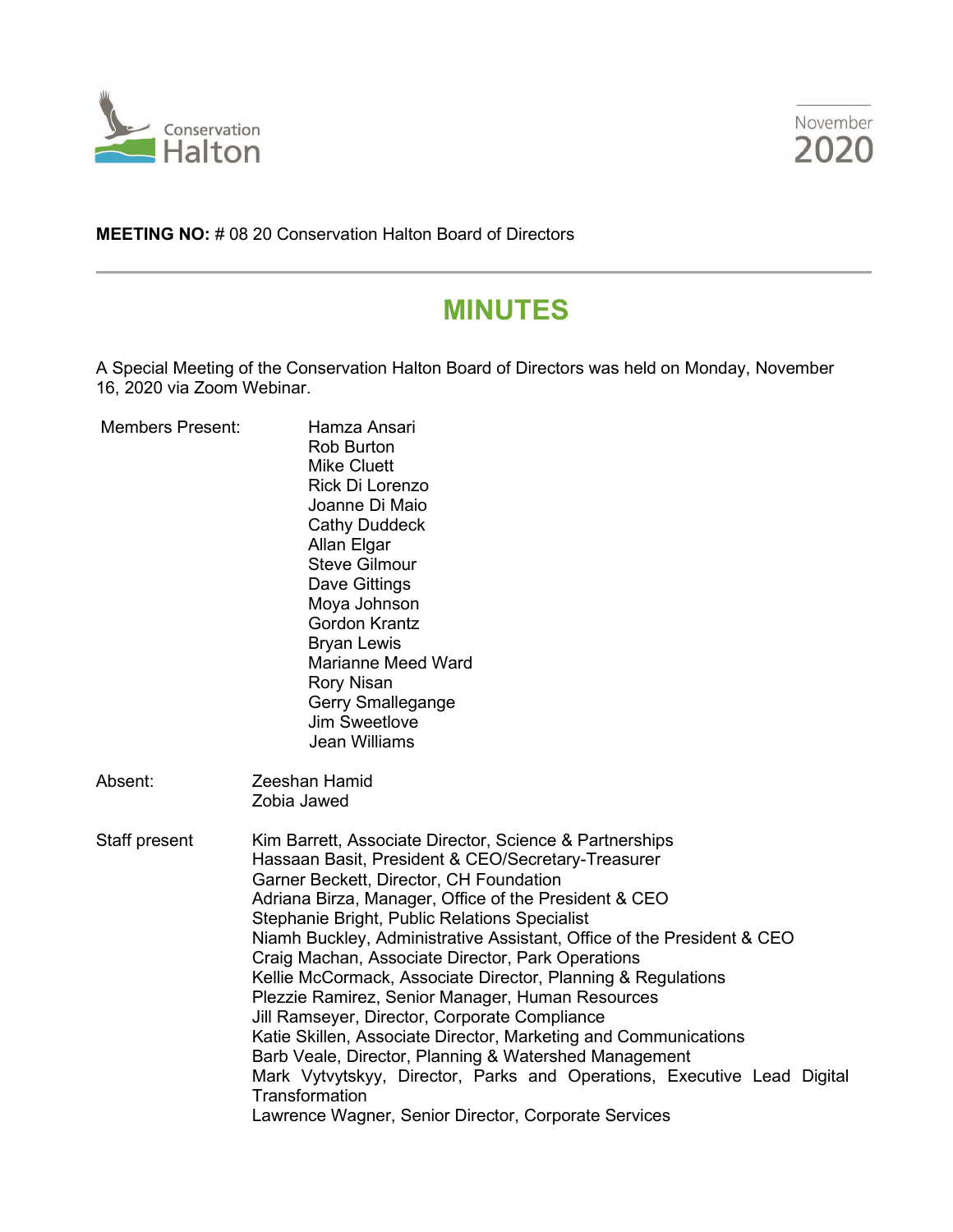Conservation Halton

November 2020

**MEETING NO:** # 08 20 Conservation Halton Board of Directors

# MINUTES

A Special Meeting of the Conservation Halton Board of Directors was held on Monday, November 16, 2020 via Zoom Webinar.

Members Present:
- Hamza Ansari
- Rob Burton
- Mike Cluett
- Rick Di Lorenzo
- Joanne Di Maio
- Cathy Duddeck
- Allan Elgar
- Steve Gilmour
- Dave Gittings
- Moya Johnson
- Gordon Krantz
- Bryan Lewis
- Marianne Meed Ward
- Rory Nisan
- Gerry Smallegange
- Jim Sweetlove
- Jean Williams

Absent:
- Zeeshan Hamid
- Zobia Jawed

Staff present
- Kim Barrett, Associate Director, Science & Partnerships
- Hassaan Basit, President & CEO/Secretary-Treasurer
- Garner Beckett, Director, CH Foundation
- Adriana Birza, Manager, Office of the President & CEO
- Stephanie Bright, Public Relations Specialist
- Niamh Buckley, Administrative Assistant, Office of the President & CEO
- Craig Machan, Associate Director, Park Operations
- Kellie McCormack, Associate Director, Planning & Regulations
- Plezzie Ramirez, Senior Manager, Human Resources
- Jill Ramseyer, Director, Corporate Compliance
- Katie Skillen, Associate Director, Marketing and Communications
- Barb Veale, Director, Planning & Watershed Management
- Mark Vytvytskyy, Director, Parks and Operations, Executive Lead Digital Transformation
- Lawrence Wagner, Senior Director, Corporate Services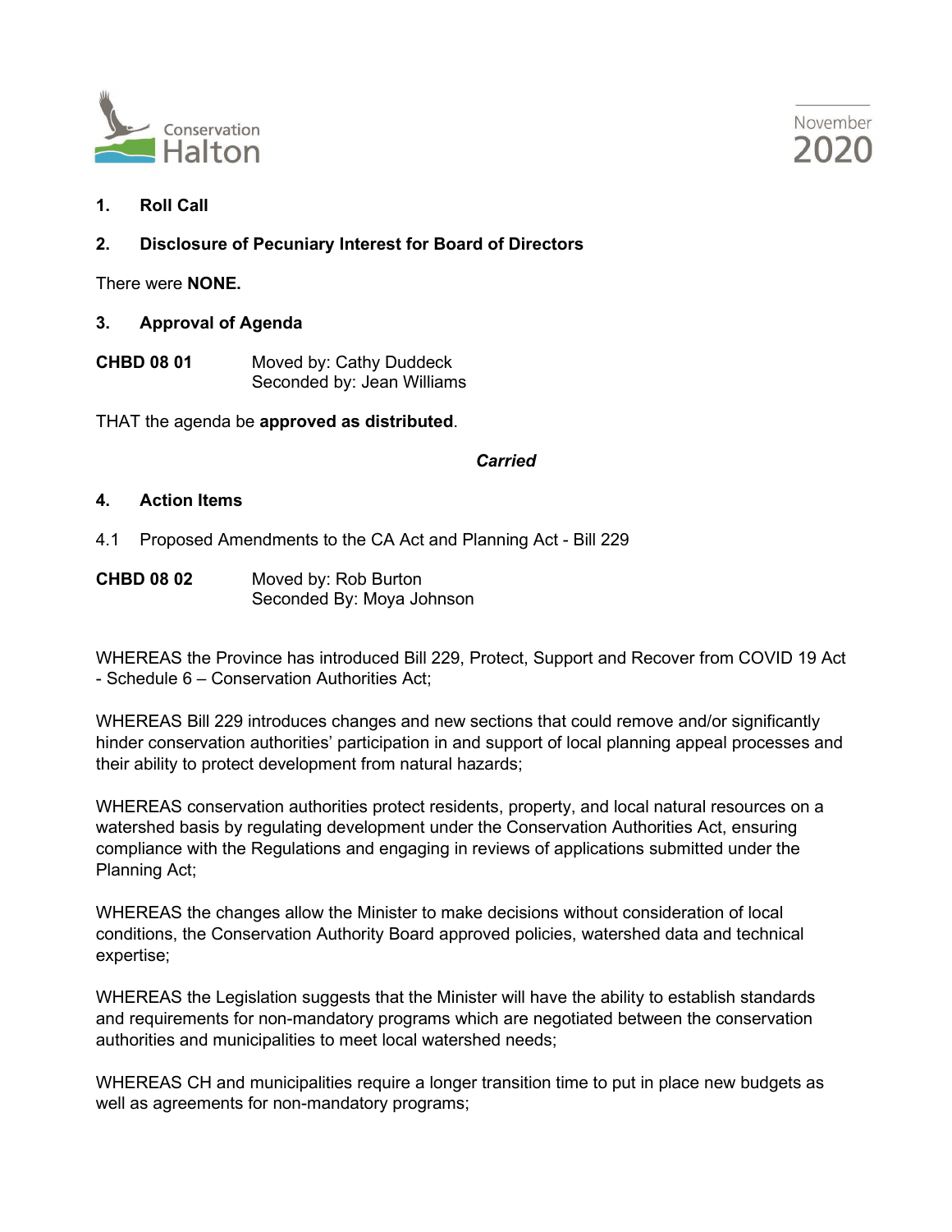## 1. Roll Call

## 2. Disclosure of Pecuniary Interest for Board of Directors

There were **NONE.**

## 3. Approval of Agenda

**CHBD 08 01** Moved by: Cathy Duddeck
Seconded by: Jean Williams

THAT the agenda be **approved as distributed**.

***Carried***

## 4. Action Items

4.1 Proposed Amendments to the CA Act and Planning Act - Bill 229

**CHBD 08 02** Moved by: Rob Burton
Seconded By: Moya Johnson

WHEREAS the Province has introduced Bill 229, Protect, Support and Recover from COVID 19 Act - Schedule 6 – Conservation Authorities Act;

WHEREAS Bill 229 introduces changes and new sections that could remove and/or significantly hinder conservation authorities' participation in and support of local planning appeal processes and their ability to protect development from natural hazards;

WHEREAS conservation authorities protect residents, property, and local natural resources on a watershed basis by regulating development under the Conservation Authorities Act, ensuring compliance with the Regulations and engaging in reviews of applications submitted under the Planning Act;

WHEREAS the changes allow the Minister to make decisions without consideration of local conditions, the Conservation Authority Board approved policies, watershed data and technical expertise;

WHEREAS the Legislation suggests that the Minister will have the ability to establish standards and requirements for non-mandatory programs which are negotiated between the conservation authorities and municipalities to meet local watershed needs;

WHEREAS CH and municipalities require a longer transition time to put in place new budgets as well as agreements for non-mandatory programs;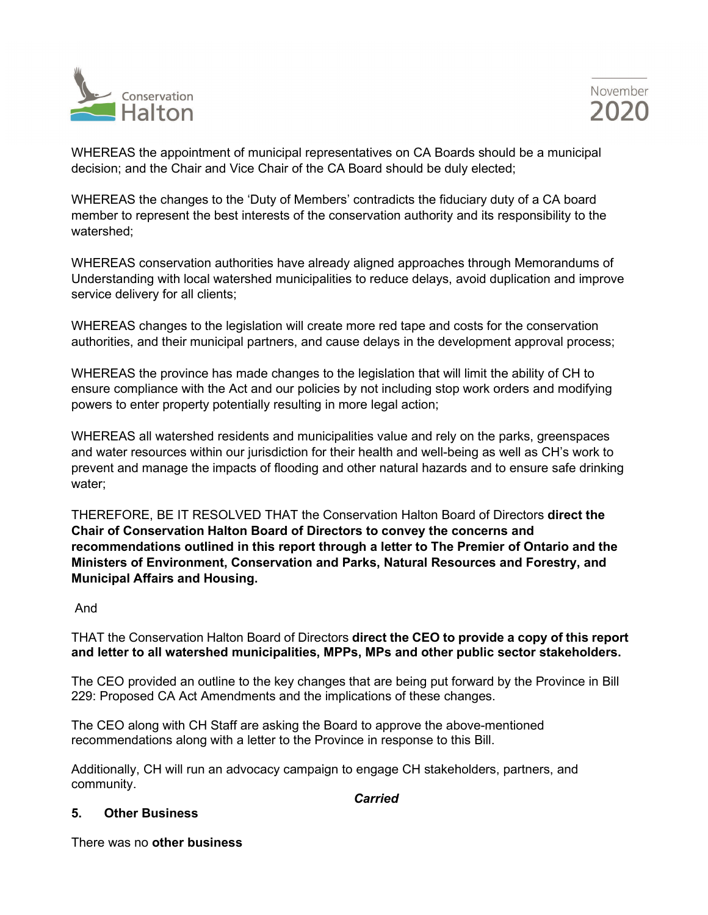WHEREAS the appointment of municipal representatives on CA Boards should be a municipal decision; and the Chair and Vice Chair of the CA Board should be duly elected;

WHEREAS the changes to the 'Duty of Members' contradicts the fiduciary duty of a CA board member to represent the best interests of the conservation authority and its responsibility to the watershed;

WHEREAS conservation authorities have already aligned approaches through Memorandums of Understanding with local watershed municipalities to reduce delays, avoid duplication and improve service delivery for all clients;

WHEREAS changes to the legislation will create more red tape and costs for the conservation authorities, and their municipal partners, and cause delays in the development approval process;

WHEREAS the province has made changes to the legislation that will limit the ability of CH to ensure compliance with the Act and our policies by not including stop work orders and modifying powers to enter property potentially resulting in more legal action;

WHEREAS all watershed residents and municipalities value and rely on the parks, greenspaces and water resources within our jurisdiction for their health and well-being as well as CH's work to prevent and manage the impacts of flooding and other natural hazards and to ensure safe drinking water;

THEREFORE, BE IT RESOLVED THAT the Conservation Halton Board of Directors **direct the Chair of Conservation Halton Board of Directors to convey the concerns and recommendations outlined in this report through a letter to The Premier of Ontario and the Ministers of Environment, Conservation and Parks, Natural Resources and Forestry, and Municipal Affairs and Housing.**

And

THAT the Conservation Halton Board of Directors **direct the CEO to provide a copy of this report and letter to all watershed municipalities, MPPs, MPs and other public sector stakeholders.**

The CEO provided an outline to the key changes that are being put forward by the Province in Bill 229: Proposed CA Act Amendments and the implications of these changes.

The CEO along with CH Staff are asking the Board to approve the above-mentioned recommendations along with a letter to the Province in response to this Bill.

Additionally, CH will run an advocacy campaign to engage CH stakeholders, partners, and community.

***Carried***

## 5. Other Business

There was no **other business**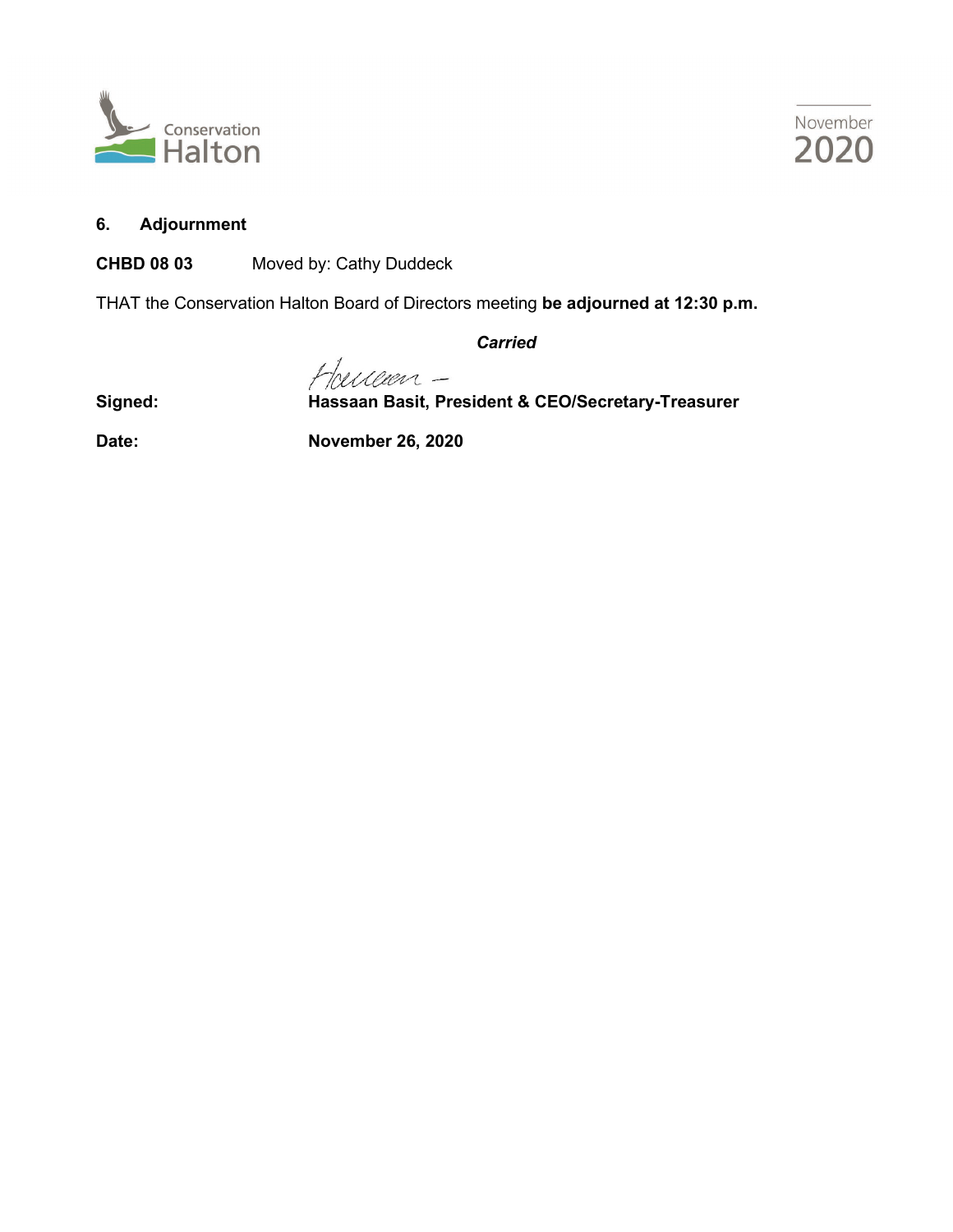## 6. Adjournment

**CHBD 08 03** Moved by: Cathy Duddeck

THAT the Conservation Halton Board of Directors meeting **be adjourned at 12:30 p.m.**

***Carried***

**Signed:** **Hassaan Basit, President & CEO/Secretary-Treasurer**

**Date:** **November 26, 2020**